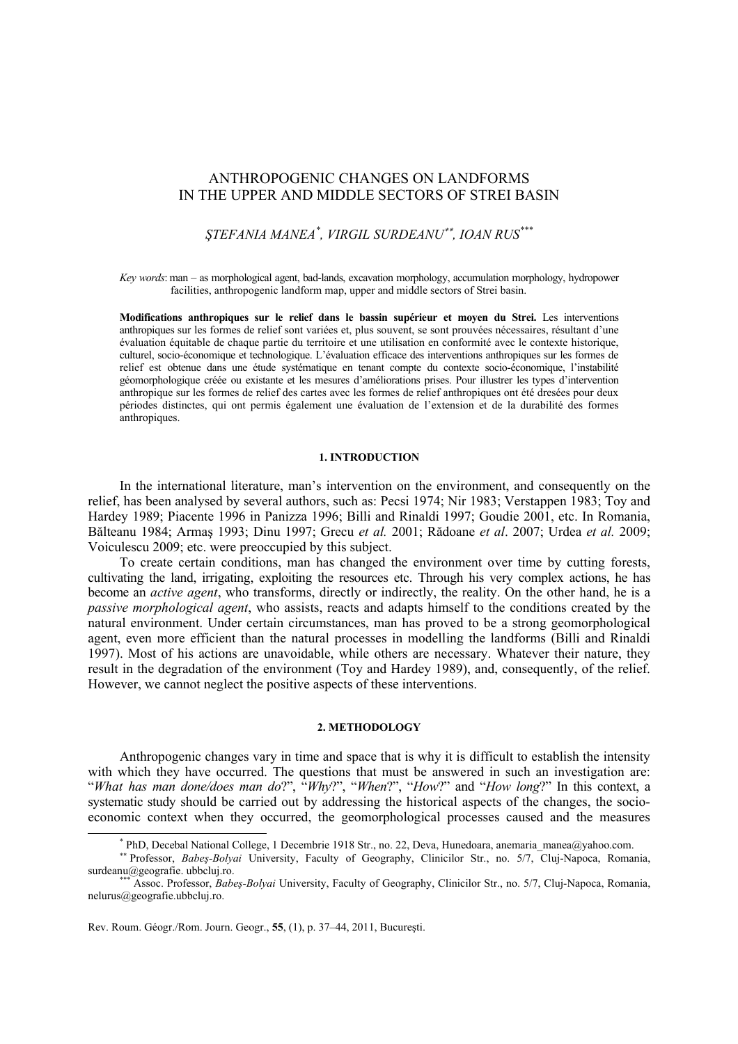# ANTHROPOGENIC CHANGES ON LANDFORMS IN THE UPPER AND MIDDLE SECTORS OF STREI BASIN

*ŞTEFANIA MANEA[*], VIRGIL SURDEANU[**], IOAN RUS[***]*

*Key words*: man – as morphological agent, bad-lands, excavation morphology, accumulation morphology, hydropower facilities, anthropogenic landform map, upper and middle sectors of Strei basin.

**Modifications anthropiques sur le relief dans le bassin supérieur et moyen du Strei.** Les interventions anthropiques sur les formes de relief sont variées et, plus souvent, se sont prouvées nécessaires, résultant d'une évaluation équitable de chaque partie du territoire et une utilisation en conformité avec le contexte historique, culturel, socio-économique et technologique. L'évaluation efficace des interventions anthropiques sur les formes de relief est obtenue dans une étude systématique en tenant compte du contexte socio-économique, l'instabilité géomorphologique créée ou existante et les mesures d'améliorations prises. Pour illustrer les types d'intervention anthropique sur les formes de relief des cartes avec les formes de relief anthropiques ont été dresées pour deux périodes distinctes, qui ont permis également une évaluation de l'extension et de la durabilité des formes anthropiques.

## 1. INTRODUCTION

In the international literature, man's intervention on the environment, and consequently on the relief, has been analysed by several authors, such as: Pecsi 1974; Nir 1983; Verstappen 1983; Toy and Hardey 1989; Piacente 1996 in Panizza 1996; Billi and Rinaldi 1997; Goudie 2001, etc. In Romania, Bălteanu 1984; Armaş 1993; Dinu 1997; Grecu *et al.* 2001; Rădoane *et al*. 2007; Urdea *et al.* 2009; Voiculescu 2009; etc. were preoccupied by this subject.

To create certain conditions, man has changed the environment over time by cutting forests, cultivating the land, irrigating, exploiting the resources etc. Through his very complex actions, he has become an *active agent*, who transforms, directly or indirectly, the reality. On the other hand, he is a *passive morphological agent*, who assists, reacts and adapts himself to the conditions created by the natural environment. Under certain circumstances, man has proved to be a strong geomorphological agent, even more efficient than the natural processes in modelling the landforms (Billi and Rinaldi 1997). Most of his actions are unavoidable, while others are necessary. Whatever their nature, they result in the degradation of the environment (Toy and Hardey 1989), and, consequently, of the relief. However, we cannot neglect the positive aspects of these interventions.

## 2. METHODOLOGY

Anthropogenic changes vary in time and space that is why it is difficult to establish the intensity with which they have occurred. The questions that must be answered in such an investigation are: "*What has man done/does man do*?", "*Why*?", "*When*?", "*How*?" and "*How long*?" In this context, a systematic study should be carried out by addressing the historical aspects of the changes, the socio-economic context when they occurred, the geomorphological processes caused and the measures

---

[*] PhD, Decebal National College, 1 Decembrie 1918 Str., no. 22, Deva, Hunedoara, anemaria_manea@yahoo.com.

[**] Professor, *Babeş-Bolyai* University, Faculty of Geography, Clinicilor Str., no. 5/7, Cluj-Napoca, Romania, surdeanu@geografie. ubbcluj.ro.

[***] Assoc. Professor, *Babeş-Bolyai* University, Faculty of Geography, Clinicilor Str., no. 5/7, Cluj-Napoca, Romania, nelurus@geografie.ubbcluj.ro.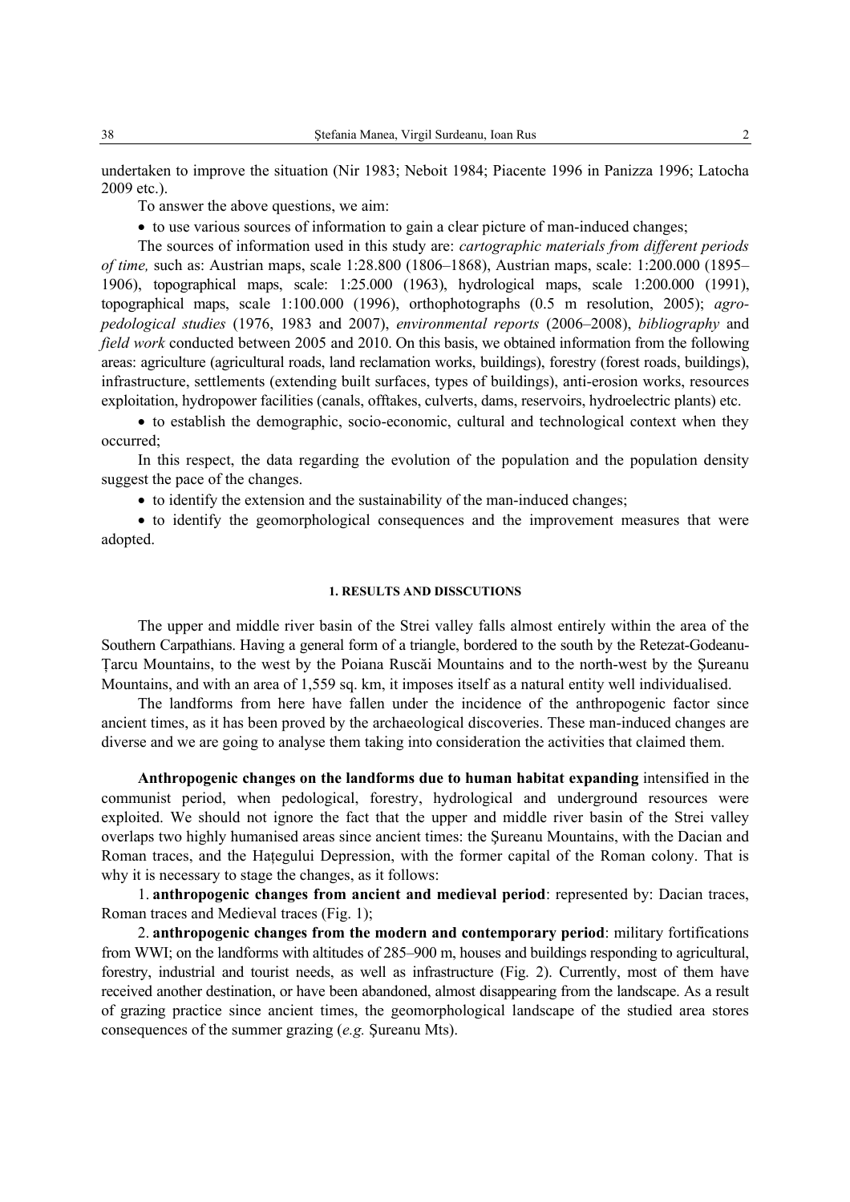undertaken to improve the situation (Nir 1983; Neboit 1984; Piacente 1996 in Panizza 1996; Latocha 2009 etc.).

To answer the above questions, we aim:

- to use various sources of information to gain a clear picture of man-induced changes;

The sources of information used in this study are: *cartographic materials from different periods of time,* such as: Austrian maps, scale 1:28.800 (1806–1868), Austrian maps, scale: 1:200.000 (1895–1906), topographical maps, scale: 1:25.000 (1963), hydrological maps, scale 1:200.000 (1991), topographical maps, scale 1:100.000 (1996), orthophotographs (0.5 m resolution, 2005); *agro-pedological studies* (1976, 1983 and 2007), *environmental reports* (2006–2008), *bibliography* and *field work* conducted between 2005 and 2010. On this basis, we obtained information from the following areas: agriculture (agricultural roads, land reclamation works, buildings), forestry (forest roads, buildings), infrastructure, settlements (extending built surfaces, types of buildings), anti-erosion works, resources exploitation, hydropower facilities (canals, offtakes, culverts, dams, reservoirs, hydroelectric plants) etc.

- to establish the demographic, socio-economic, cultural and technological context when they occurred;

In this respect, the data regarding the evolution of the population and the population density suggest the pace of the changes.

- to identify the extension and the sustainability of the man-induced changes;
- to identify the geomorphological consequences and the improvement measures that were adopted.

## 1. RESULTS AND DISSCUTIONS

The upper and middle river basin of the Strei valley falls almost entirely within the area of the Southern Carpathians. Having a general form of a triangle, bordered to the south by the Retezat-Godeanu-Țarcu Mountains, to the west by the Poiana Ruscăi Mountains and to the north-west by the Șureanu Mountains, and with an area of 1,559 sq. km, it imposes itself as a natural entity well individualised.

The landforms from here have fallen under the incidence of the anthropogenic factor since ancient times, as it has been proved by the archaeological discoveries. These man-induced changes are diverse and we are going to analyse them taking into consideration the activities that claimed them.

**Anthropogenic changes on the landforms due to human habitat expanding** intensified in the communist period, when pedological, forestry, hydrological and underground resources were exploited. We should not ignore the fact that the upper and middle river basin of the Strei valley overlaps two highly humanised areas since ancient times: the Șureanu Mountains, with the Dacian and Roman traces, and the Hațegului Depression, with the former capital of the Roman colony. That is why it is necessary to stage the changes, as it follows:

1. **anthropogenic changes from ancient and medieval period**: represented by: Dacian traces, Roman traces and Medieval traces (Fig. 1);

2. **anthropogenic changes from the modern and contemporary period**: military fortifications from WWI; on the landforms with altitudes of 285–900 m, houses and buildings responding to agricultural, forestry, industrial and tourist needs, as well as infrastructure (Fig. 2). Currently, most of them have received another destination, or have been abandoned, almost disappearing from the landscape. As a result of grazing practice since ancient times, the geomorphological landscape of the studied area stores consequences of the summer grazing (*e.g.* Șureanu Mts).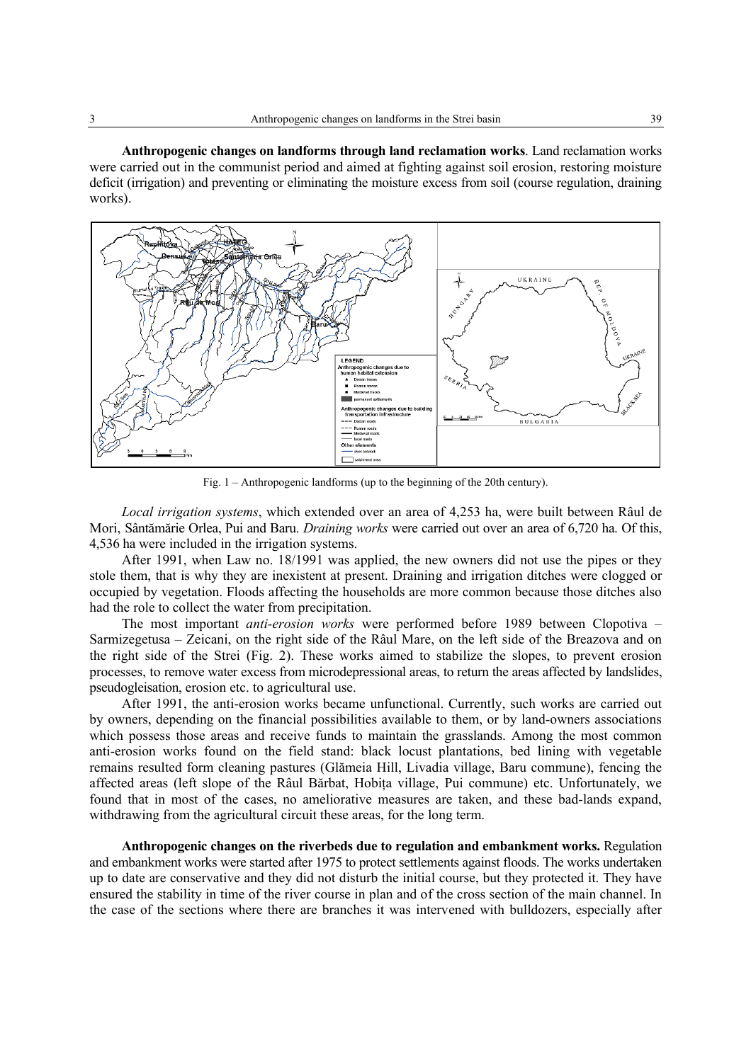**Anthropogenic changes on landforms through land reclamation works**. Land reclamation works were carried out in the communist period and aimed at fighting against soil erosion, restoring moisture deficit (irrigation) and preventing or eliminating the moisture excess from soil (course regulation, draining works).

Fig. 1 – Anthropogenic landforms (up to the beginning of the 20th century).

*Local irrigation systems*, which extended over an area of 4,253 ha, were built between Râul de Mori, Sântămărie Orlea, Pui and Baru. *Draining works* were carried out over an area of 6,720 ha. Of this, 4,536 ha were included in the irrigation systems.

After 1991, when Law no. 18/1991 was applied, the new owners did not use the pipes or they stole them, that is why they are inexistent at present. Draining and irrigation ditches were clogged or occupied by vegetation. Floods affecting the households are more common because those ditches also had the role to collect the water from precipitation.

The most important *anti-erosion works* were performed before 1989 between Clopotiva – Sarmizegetusa – Zeicani, on the right side of the Râul Mare, on the left side of the Breazova and on the right side of the Strei (Fig. 2). These works aimed to stabilize the slopes, to prevent erosion processes, to remove water excess from microdepressional areas, to return the areas affected by landslides, pseudogleisation, erosion etc. to agricultural use.

After 1991, the anti-erosion works became unfunctional. Currently, such works are carried out by owners, depending on the financial possibilities available to them, or by land-owners associations which possess those areas and receive funds to maintain the grasslands. Among the most common anti-erosion works found on the field stand: black locust plantations, bed lining with vegetable remains resulted form cleaning pastures (Glămeia Hill, Livadia village, Baru commune), fencing the affected areas (left slope of the Râul Bărbat, Hobița village, Pui commune) etc. Unfortunately, we found that in most of the cases, no ameliorative measures are taken, and these bad-lands expand, withdrawing from the agricultural circuit these areas, for the long term.

**Anthropogenic changes on the riverbeds due to regulation and embankment works.** Regulation and embankment works were started after 1975 to protect settlements against floods. The works undertaken up to date are conservative and they did not disturb the initial course, but they protected it. They have ensured the stability in time of the river course in plan and of the cross section of the main channel. In the case of the sections where there are branches it was intervened with bulldozers, especially after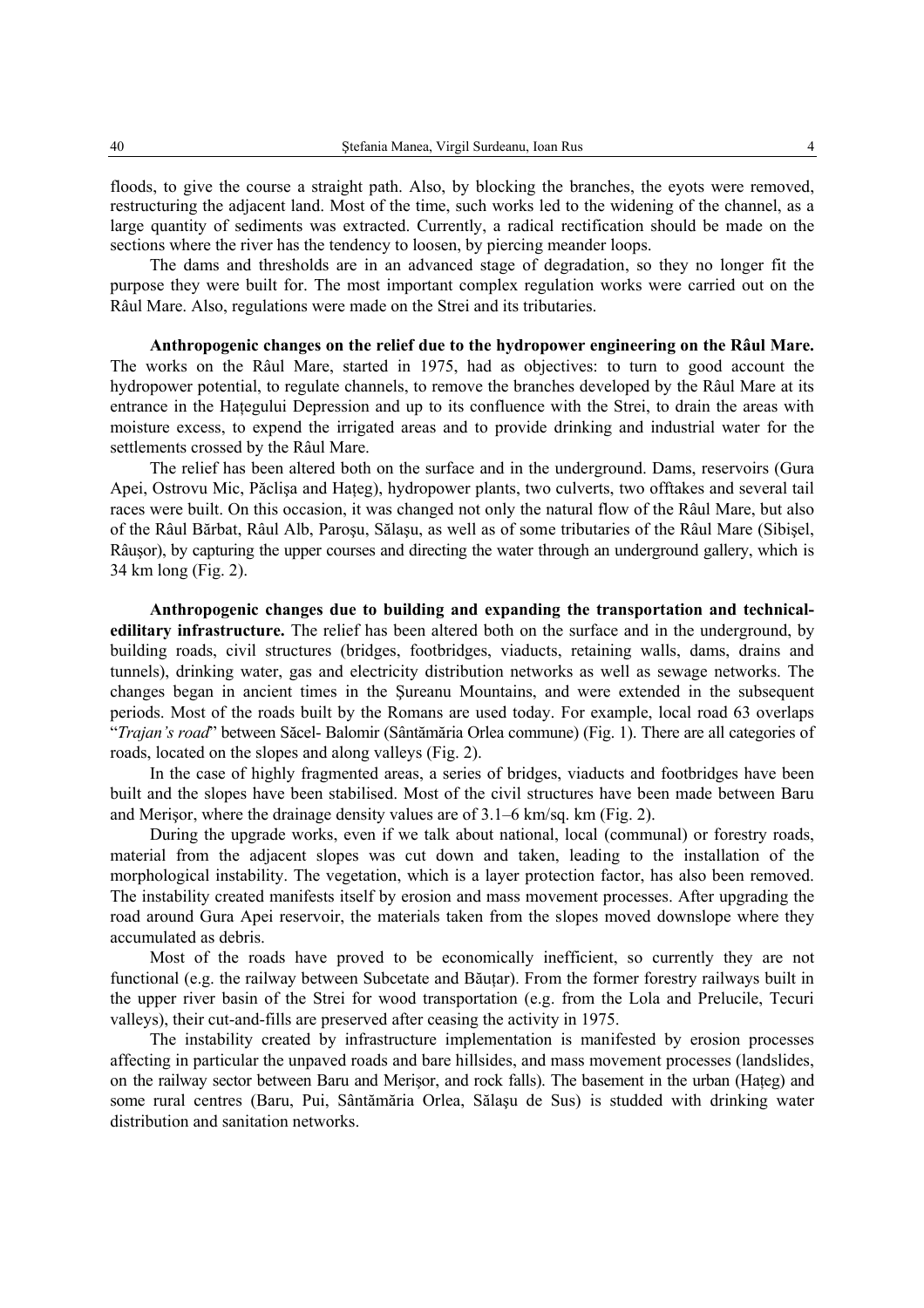floods, to give the course a straight path. Also, by blocking the branches, the eyots were removed, restructuring the adjacent land. Most of the time, such works led to the widening of the channel, as a large quantity of sediments was extracted. Currently, a radical rectification should be made on the sections where the river has the tendency to loosen, by piercing meander loops.

The dams and thresholds are in an advanced stage of degradation, so they no longer fit the purpose they were built for. The most important complex regulation works were carried out on the Râul Mare. Also, regulations were made on the Strei and its tributaries.

**Anthropogenic changes on the relief due to the hydropower engineering on the Râul Mare.** The works on the Râul Mare, started in 1975, had as objectives: to turn to good account the hydropower potential, to regulate channels, to remove the branches developed by the Râul Mare at its entrance in the Haţegului Depression and up to its confluence with the Strei, to drain the areas with moisture excess, to expend the irrigated areas and to provide drinking and industrial water for the settlements crossed by the Râul Mare.

The relief has been altered both on the surface and in the underground. Dams, reservoirs (Gura Apei, Ostrovu Mic, Păclişa and Haţeg), hydropower plants, two culverts, two offtakes and several tail races were built. On this occasion, it was changed not only the natural flow of the Râul Mare, but also of the Râul Bărbat, Râul Alb, Paroşu, Sălaşu, as well as of some tributaries of the Râul Mare (Sibişel, Râuşor), by capturing the upper courses and directing the water through an underground gallery, which is 34 km long (Fig. 2).

**Anthropogenic changes due to building and expanding the transportation and technical-edilitary infrastructure.** The relief has been altered both on the surface and in the underground, by building roads, civil structures (bridges, footbridges, viaducts, retaining walls, dams, drains and tunnels), drinking water, gas and electricity distribution networks as well as sewage networks. The changes began in ancient times in the Şureanu Mountains, and were extended in the subsequent periods. Most of the roads built by the Romans are used today. For example, local road 63 overlaps "*Trajan's road*" between Săcel- Balomir (Sântămăria Orlea commune) (Fig. 1). There are all categories of roads, located on the slopes and along valleys (Fig. 2).

In the case of highly fragmented areas, a series of bridges, viaducts and footbridges have been built and the slopes have been stabilised. Most of the civil structures have been made between Baru and Merişor, where the drainage density values are of 3.1–6 km/sq. km (Fig. 2).

During the upgrade works, even if we talk about national, local (communal) or forestry roads, material from the adjacent slopes was cut down and taken, leading to the installation of the morphological instability. The vegetation, which is a layer protection factor, has also been removed. The instability created manifests itself by erosion and mass movement processes. After upgrading the road around Gura Apei reservoir, the materials taken from the slopes moved downslope where they accumulated as debris.

Most of the roads have proved to be economically inefficient, so currently they are not functional (e.g. the railway between Subcetate and Băuţar). From the former forestry railways built in the upper river basin of the Strei for wood transportation (e.g. from the Lola and Prelucile, Tecuri valleys), their cut-and-fills are preserved after ceasing the activity in 1975.

The instability created by infrastructure implementation is manifested by erosion processes affecting in particular the unpaved roads and bare hillsides, and mass movement processes (landslides, on the railway sector between Baru and Merişor, and rock falls). The basement in the urban (Haţeg) and some rural centres (Baru, Pui, Sântămăria Orlea, Sălaşu de Sus) is studded with drinking water distribution and sanitation networks.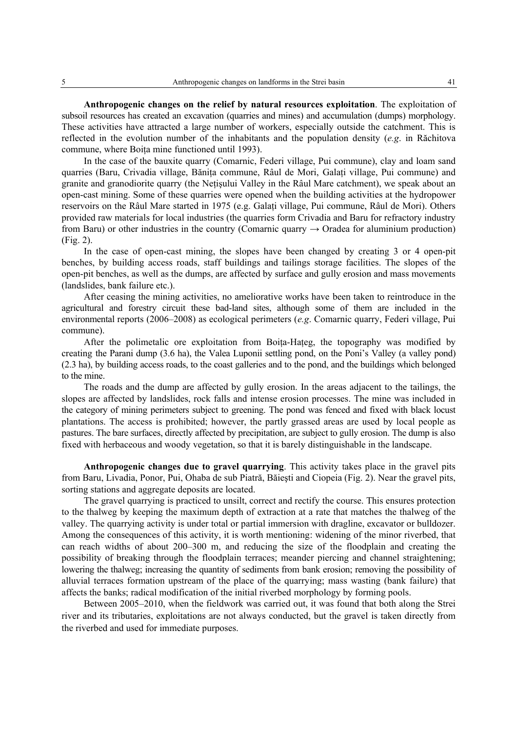**Anthropogenic changes on the relief by natural resources exploitation**. The exploitation of subsoil resources has created an excavation (quarries and mines) and accumulation (dumps) morphology. These activities have attracted a large number of workers, especially outside the catchment. This is reflected in the evolution number of the inhabitants and the population density (*e.g*. in Răchitova commune, where Boița mine functioned until 1993).

In the case of the bauxite quarry (Comarnic, Federi village, Pui commune), clay and loam sand quarries (Baru, Crivadia village, Bănița commune, Râul de Mori, Galați village, Pui commune) and granite and granodiorite quarry (the Nețișului Valley in the Râul Mare catchment), we speak about an open-cast mining. Some of these quarries were opened when the building activities at the hydropower reservoirs on the Râul Mare started in 1975 (e.g. Galați village, Pui commune, Râul de Mori). Others provided raw materials for local industries (the quarries form Crivadia and Baru for refractory industry from Baru) or other industries in the country (Comarnic quarry → Oradea for aluminium production) (Fig. 2).

In the case of open-cast mining, the slopes have been changed by creating 3 or 4 open-pit benches, by building access roads, staff buildings and tailings storage facilities. The slopes of the open-pit benches, as well as the dumps, are affected by surface and gully erosion and mass movements (landslides, bank failure etc.).

After ceasing the mining activities, no ameliorative works have been taken to reintroduce in the agricultural and forestry circuit these bad-land sites, although some of them are included in the environmental reports (2006–2008) as ecological perimeters (*e.g*. Comarnic quarry, Federi village, Pui commune).

After the polimetalic ore exploitation from Boița-Hațeg, the topography was modified by creating the Parani dump (3.6 ha), the Valea Luponii settling pond, on the Poni's Valley (a valley pond) (2.3 ha), by building access roads, to the coast galleries and to the pond, and the buildings which belonged to the mine.

The roads and the dump are affected by gully erosion. In the areas adjacent to the tailings, the slopes are affected by landslides, rock falls and intense erosion processes. The mine was included in the category of mining perimeters subject to greening. The pond was fenced and fixed with black locust plantations. The access is prohibited; however, the partly grassed areas are used by local people as pastures. The bare surfaces, directly affected by precipitation, are subject to gully erosion. The dump is also fixed with herbaceous and woody vegetation, so that it is barely distinguishable in the landscape.

**Anthropogenic changes due to gravel quarrying**. This activity takes place in the gravel pits from Baru, Livadia, Ponor, Pui, Ohaba de sub Piatră, Băieşti and Ciopeia (Fig. 2). Near the gravel pits, sorting stations and aggregate deposits are located.

The gravel quarrying is practiced to unsilt, correct and rectify the course. This ensures protection to the thalweg by keeping the maximum depth of extraction at a rate that matches the thalweg of the valley. The quarrying activity is under total or partial immersion with dragline, excavator or bulldozer. Among the consequences of this activity, it is worth mentioning: widening of the minor riverbed, that can reach widths of about 200–300 m, and reducing the size of the floodplain and creating the possibility of breaking through the floodplain terraces; meander piercing and channel straightening; lowering the thalweg; increasing the quantity of sediments from bank erosion; removing the possibility of alluvial terraces formation upstream of the place of the quarrying; mass wasting (bank failure) that affects the banks; radical modification of the initial riverbed morphology by forming pools.

Between 2005–2010, when the fieldwork was carried out, it was found that both along the Strei river and its tributaries, exploitations are not always conducted, but the gravel is taken directly from the riverbed and used for immediate purposes.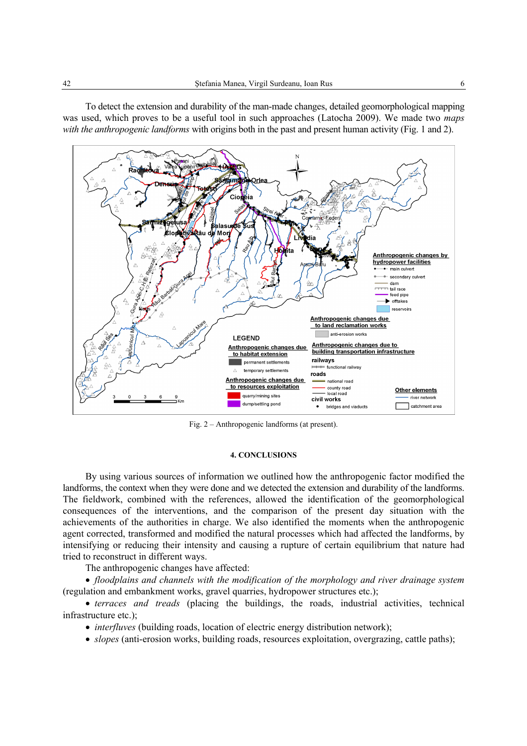To detect the extension and durability of the man-made changes, detailed geomorphological mapping was used, which proves to be a useful tool in such approaches (Latocha 2009). We made two *maps with the anthropogenic landforms* with origins both in the past and present human activity (Fig. 1 and 2).

Fig. 2 – Anthropogenic landforms (at present).

#### 4. CONCLUSIONS

By using various sources of information we outlined how the anthropogenic factor modified the landforms, the context when they were done and we detected the extension and durability of the landforms. The fieldwork, combined with the references, allowed the identification of the geomorphological consequences of the interventions, and the comparison of the present day situation with the achievements of the authorities in charge. We also identified the moments when the anthropogenic agent corrected, transformed and modified the natural processes which had affected the landforms, by intensifying or reducing their intensity and causing a rupture of certain equilibrium that nature had tried to reconstruct in different ways.

The anthropogenic changes have affected:

- *floodplains and channels with the modification of the morphology and river drainage system* (regulation and embankment works, gravel quarries, hydropower structures etc.);
- *terraces and treads* (placing the buildings, the roads, industrial activities, technical infrastructure etc.);
- *interfluves* (building roads, location of electric energy distribution network);
- *slopes* (anti-erosion works, building roads, resources exploitation, overgrazing, cattle paths);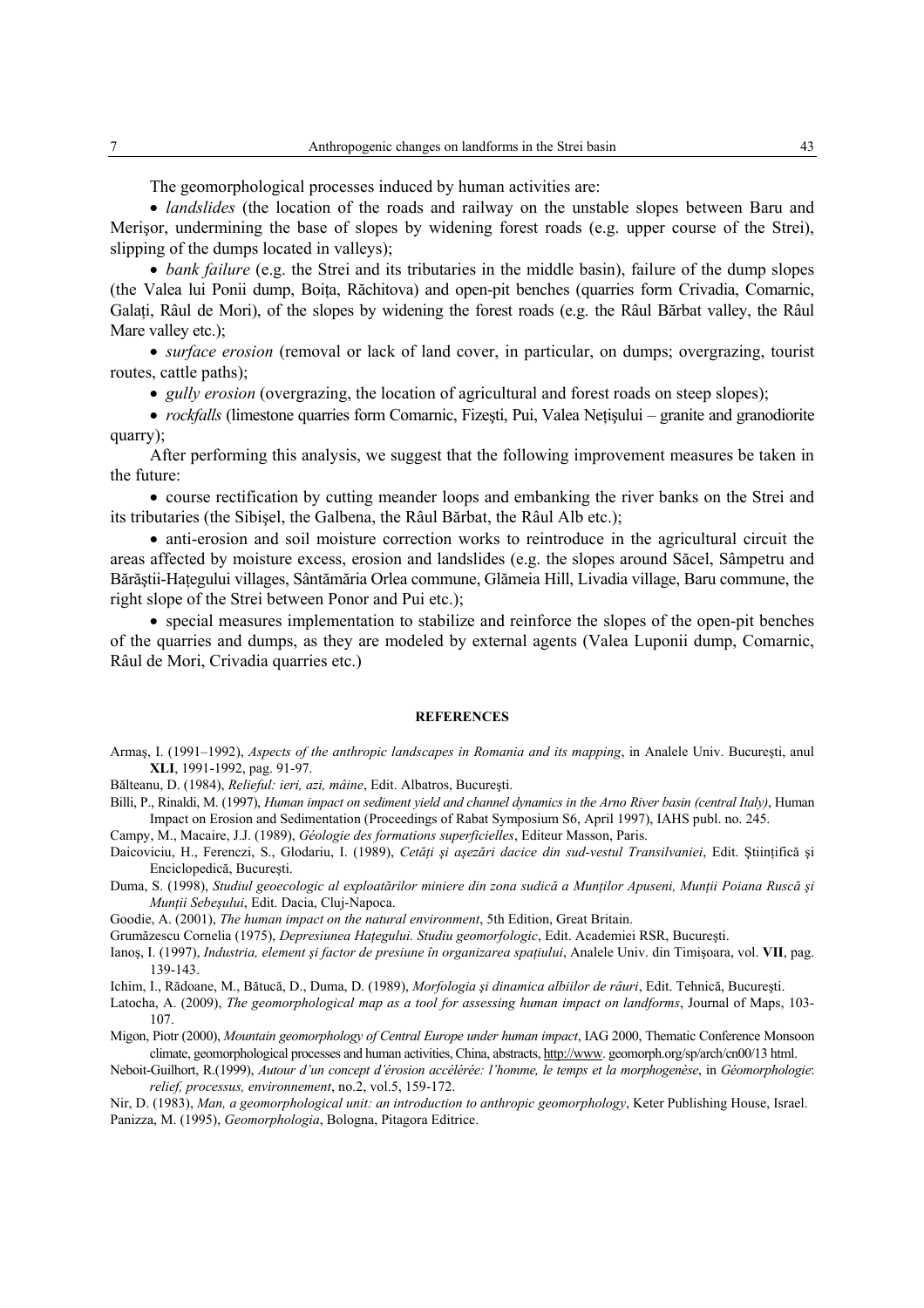The geomorphological processes induced by human activities are:

- *landslides* (the location of the roads and railway on the unstable slopes between Baru and Merişor, undermining the base of slopes by widening forest roads (e.g. upper course of the Strei), slipping of the dumps located in valleys);
- *bank failure* (e.g. the Strei and its tributaries in the middle basin), failure of the dump slopes (the Valea lui Ponii dump, Boiţa, Răchitova) and open-pit benches (quarries form Crivadia, Comarnic, Galaţi, Râul de Mori), of the slopes by widening the forest roads (e.g. the Râul Bărbat valley, the Râul Mare valley etc.);
- *surface erosion* (removal or lack of land cover, in particular, on dumps; overgrazing, tourist routes, cattle paths);
- *gully erosion* (overgrazing, the location of agricultural and forest roads on steep slopes);
- *rockfalls* (limestone quarries form Comarnic, Fizeşti, Pui, Valea Neţişului – granite and granodiorite quarry);

After performing this analysis, we suggest that the following improvement measures be taken in the future:

- course rectification by cutting meander loops and embanking the river banks on the Strei and its tributaries (the Sibişel, the Galbena, the Râul Bărbat, the Râul Alb etc.);
- anti-erosion and soil moisture correction works to reintroduce in the agricultural circuit the areas affected by moisture excess, erosion and landslides (e.g. the slopes around Săcel, Sâmpetru and Bărăştii-Haţegului villages, Sântămăria Orlea commune, Glămeia Hill, Livadia village, Baru commune, the right slope of the Strei between Ponor and Pui etc.);
- special measures implementation to stabilize and reinforce the slopes of the open-pit benches of the quarries and dumps, as they are modeled by external agents (Valea Luponii dump, Comarnic, Râul de Mori, Crivadia quarries etc.)

## REFERENCES

Armaş, I. (1991–1992), *Aspects of the anthropic landscapes in Romania and its mapping*, in Analele Univ. Bucureşti, anul **XLI**, 1991-1992, pag. 91-97.

Bălteanu, D. (1984), *Relieful: ieri, azi, mâine*, Edit. Albatros, Bucureşti.

Billi, P., Rinaldi, M. (1997), *Human impact on sediment yield and channel dynamics in the Arno River basin (central Italy)*, Human Impact on Erosion and Sedimentation (Proceedings of Rabat Symposium S6, April 1997), IAHS publ. no. 245.

Campy, M., Macaire, J.J. (1989), *Géologie des formations superficielles*, Editeur Masson, Paris.

Daicoviciu, H., Ferenczi, S., Glodariu, I. (1989), *Cetăţi şi aşezări dacice din sud-vestul Transilvaniei*, Edit. Ştiinţifică şi Enciclopedică, Bucureşti.

Duma, S. (1998), *Studiul geoecologic al exploatărilor miniere din zona sudică a Munţilor Apuseni, Munţii Poiana Ruscă şi Munţii Sebeşului*, Edit. Dacia, Cluj-Napoca.

Goodie, A. (2001), *The human impact on the natural environment*, 5th Edition, Great Britain.

Grumăzescu Cornelia (1975), *Depresiunea Haţegului. Studiu geomorfologic*, Edit. Academiei RSR, Bucureşti.

Ianoş, I. (1997), *Industria, element şi factor de presiune în organizarea spaţiului*, Analele Univ. din Timişoara, vol. **VII**, pag. 139-143.

Ichim, I., Rădoane, M., Bătucă, D., Duma, D. (1989), *Morfologia şi dinamica albiilor de râuri*, Edit. Tehnică, Bucureşti.

Latocha, A. (2009), *The geomorphological map as a tool for assessing human impact on landforms*, Journal of Maps, 103-107.

Migon, Piotr (2000), *Mountain geomorphology of Central Europe under human impact*, IAG 2000, Thematic Conference Monsoon climate, geomorphological processes and human activities, China, abstracts, http://www. geomorph.org/sp/arch/cn00/13 html.

Neboit-Guilhort, R.(1999), *Autour d'un concept d'érosion accélérée: l'homme, le temps et la morphogenèse*, in *Géomorphologie: relief, processus, environnement*, no.2, vol.5, 159-172.

Nir, D. (1983), *Man, a geomorphological unit: an introduction to anthropic geomorphology*, Keter Publishing House, Israel.

Panizza, M. (1995), *Geomorphologia*, Bologna, Pitagora Editrice.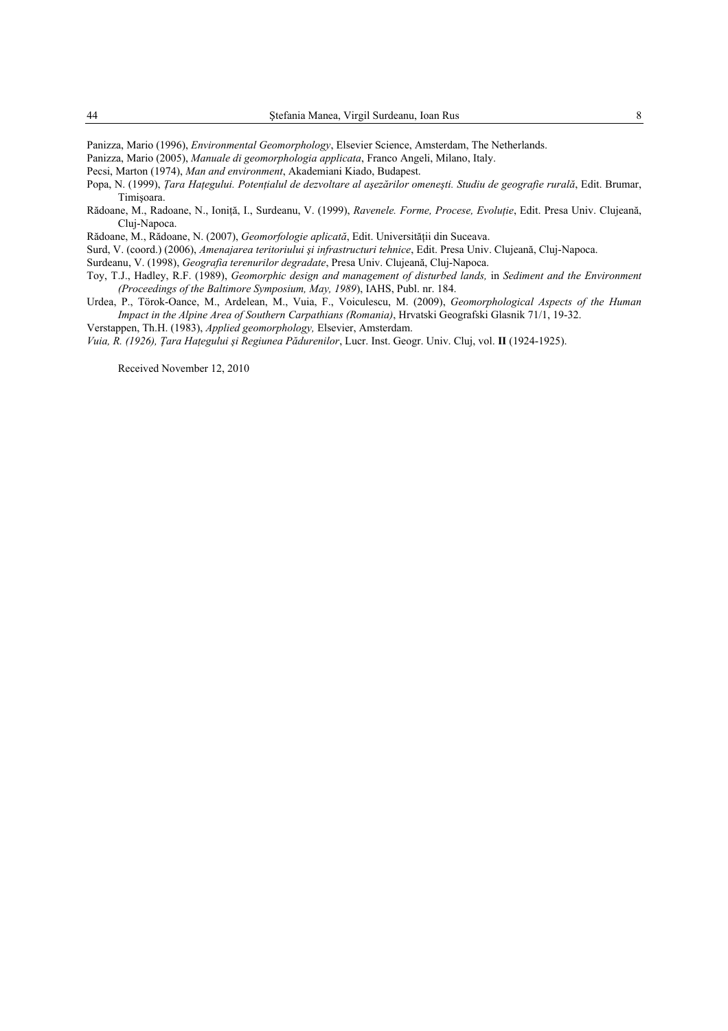Panizza, Mario (1996), *Environmental Geomorphology*, Elsevier Science, Amsterdam, The Netherlands.

Panizza, Mario (2005), *Manuale di geomorphologia applicata*, Franco Angeli, Milano, Italy.

Pecsi, Marton (1974), *Man and environment*, Akademiani Kiado, Budapest.

Popa, N. (1999), *Ţara Haţegului. Potenţialul de dezvoltare al aşezărilor omeneşti. Studiu de geografie rurală*, Edit. Brumar, Timişoara.

Rădoane, M., Radoane, N., Ioniţă, I., Surdeanu, V. (1999), *Ravenele. Forme, Procese, Evoluţie*, Edit. Presa Univ. Clujeană, Cluj-Napoca.

Rădoane, M., Rădoane, N. (2007), *Geomorfologie aplicată*, Edit. Universităţii din Suceava.

Surd, V. (coord.) (2006), *Amenajarea teritoriului şi infrastructuri tehnice*, Edit. Presa Univ. Clujeană, Cluj-Napoca.

Surdeanu, V. (1998), *Geografia terenurilor degradate*, Presa Univ. Clujeană, Cluj-Napoca.

Toy, T.J., Hadley, R.F. (1989), *Geomorphic design and management of disturbed lands,* in *Sediment and the Environment (Proceedings of the Baltimore Symposium, May, 1989*), IAHS, Publ. nr. 184.

Urdea, P., Török-Oance, M., Ardelean, M., Vuia, F., Voiculescu, M. (2009), *Geomorphological Aspects of the Human Impact in the Alpine Area of Southern Carpathians (Romania)*, Hrvatski Geografski Glasnik 71/1, 19-32.

Verstappen, Th.H. (1983), *Applied geomorphology,* Elsevier, Amsterdam.

*Vuia, R. (1926), Ţara Haţegului şi Regiunea Pădurenilor*, Lucr. Inst. Geogr. Univ. Cluj, vol. **II** (1924-1925).

Received November 12, 2010